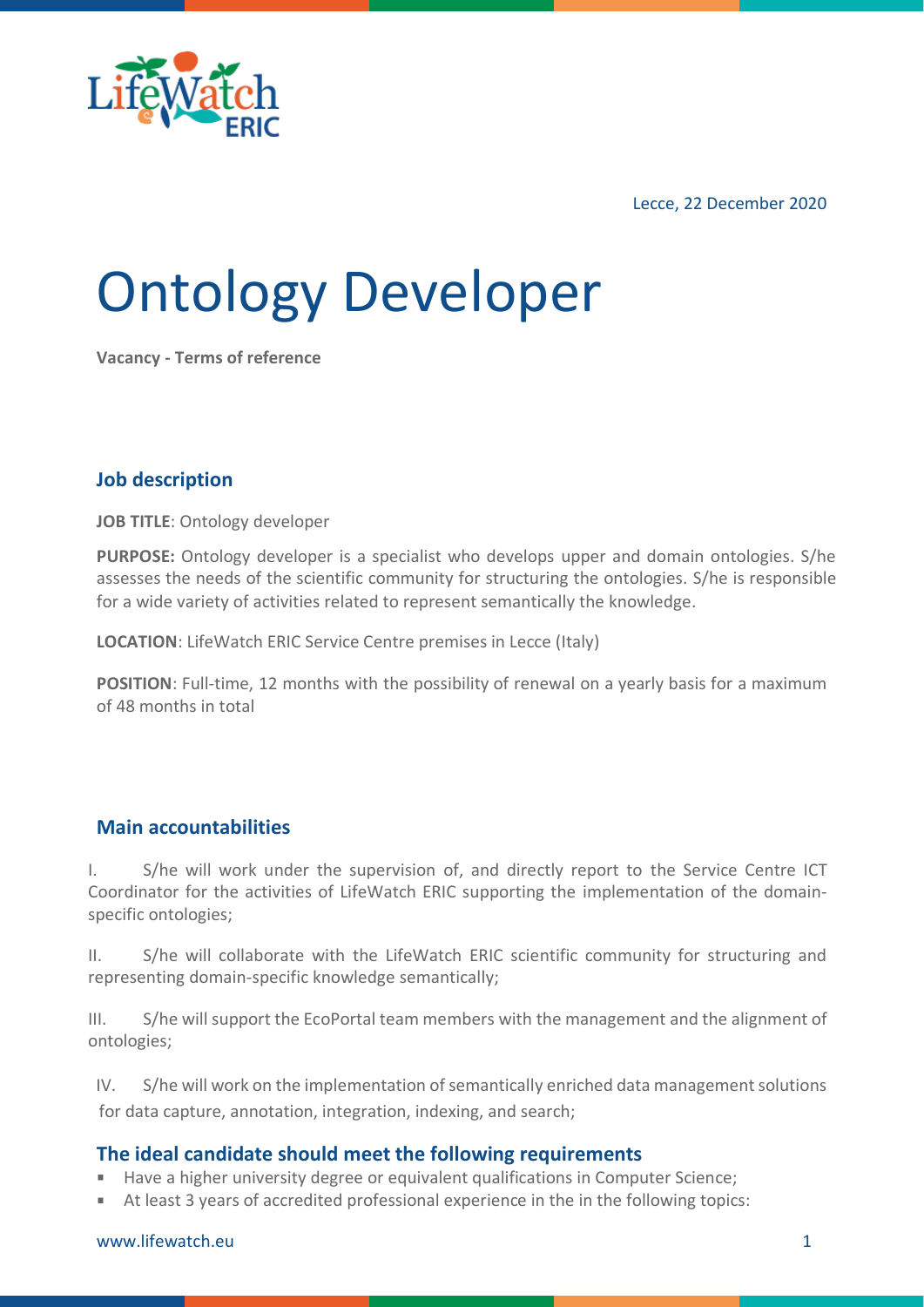Lecce, 22 December 2020

# Ontology Developer

**Vacancy - Terms of reference**

## Job description

**JOB TITLE**: Ontology developer

**PURPOSE:** Ontology developer is a specialist who develops upper and domain ontologies. S/he assesses the needs of the scientific community for structuring the ontologies. S/he is responsible for a wide variety of activities related to represent semantically the knowledge.

**LOCATION**: LifeWatch ERIC Service Centre premises in Lecce (Italy)

**POSITION**: Full-time, 12 months with the possibility of renewal on a yearly basis for a maximum of 48 months in total

## Main accountabilities

I. S/he will work under the supervision of, and directly report to the Service Centre ICT Coordinator for the activities of LifeWatch ERIC supporting the implementation of the domain-specific ontologies;

II. S/he will collaborate with the LifeWatch ERIC scientific community for structuring and representing domain-specific knowledge semantically;

III. S/he will support the EcoPortal team members with the management and the alignment of ontologies;

IV. S/he will work on the implementation of semantically enriched data management solutions for data capture, annotation, integration, indexing, and search;

## The ideal candidate should meet the following requirements

- Have a higher university degree or equivalent qualifications in Computer Science;
- At least 3 years of accredited professional experience in the in the following topics: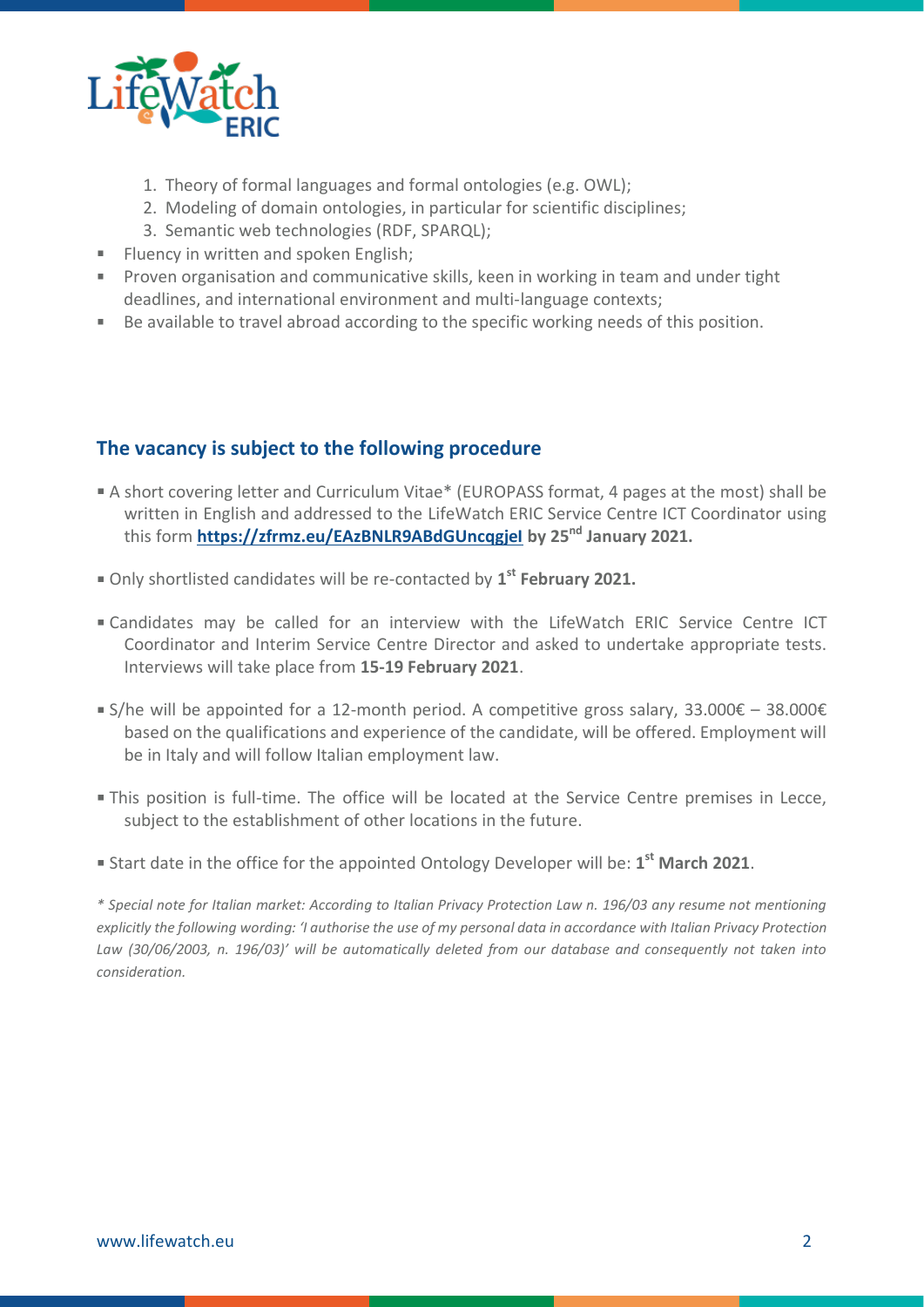1. Theory of formal languages and formal ontologies (e.g. OWL);
2. Modeling of domain ontologies, in particular for scientific disciplines;
3. Semantic web technologies (RDF, SPARQL);

- Fluency in written and spoken English;
- Proven organisation and communicative skills, keen in working in team and under tight deadlines, and international environment and multi-language contexts;
- Be available to travel abroad according to the specific working needs of this position.

## The vacancy is subject to the following procedure

- A short covering letter and Curriculum Vitae* (EUROPASS format, 4 pages at the most) shall be written in English and addressed to the LifeWatch ERIC Service Centre ICT Coordinator using this form **https://zfrmz.eu/EAzBNLR9ABdGUncqgjeI by 25th January 2021.**
- Only shortlisted candidates will be re-contacted by **1st February 2021.**
- Candidates may be called for an interview with the LifeWatch ERIC Service Centre ICT Coordinator and Interim Service Centre Director and asked to undertake appropriate tests. Interviews will take place from **15-19 February 2021**.
- S/he will be appointed for a 12-month period. A competitive gross salary, 33.000€ – 38.000€ based on the qualifications and experience of the candidate, will be offered. Employment will be in Italy and will follow Italian employment law.
- This position is full-time. The office will be located at the Service Centre premises in Lecce, subject to the establishment of other locations in the future.
- Start date in the office for the appointed Ontology Developer will be: **1st March 2021**.

*\* Special note for Italian market: According to Italian Privacy Protection Law n. 196/03 any resume not mentioning explicitly the following wording: 'I authorise the use of my personal data in accordance with Italian Privacy Protection Law (30/06/2003, n. 196/03)' will be automatically deleted from our database and consequently not taken into consideration.*